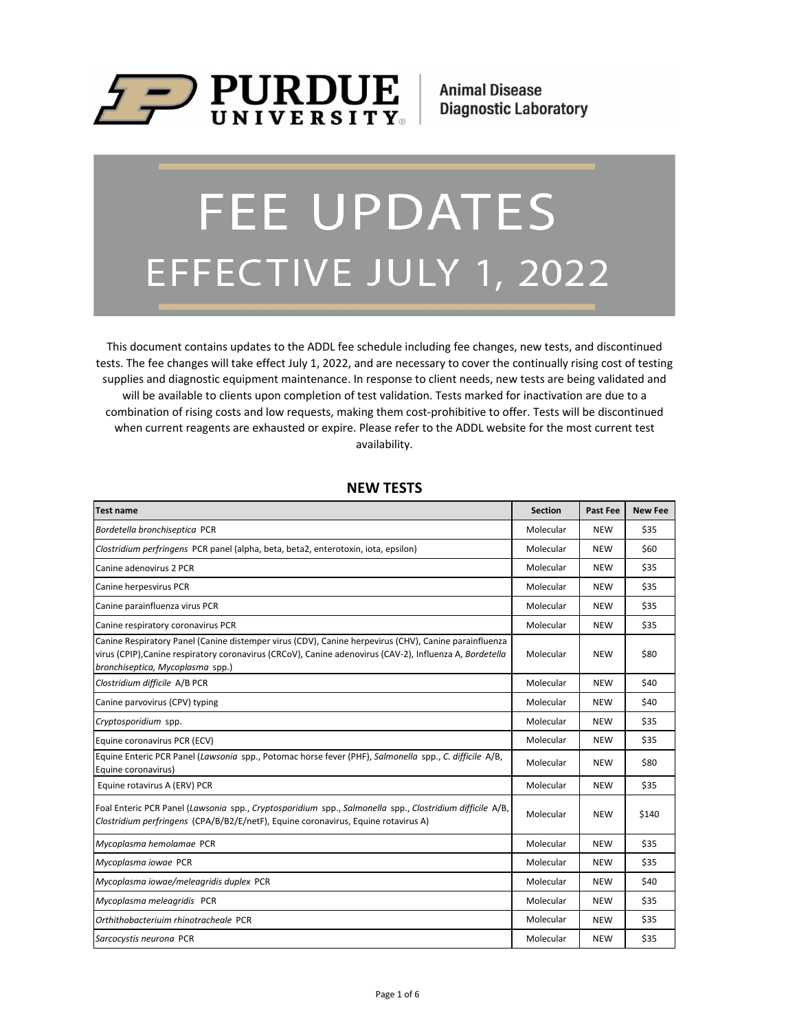Purdue University | Animal Disease Diagnostic Laboratory

# FEE UPDATES

## EFFECTIVE JULY 1, 2022

This document contains updates to the ADDL fee schedule including fee changes, new tests, and discontinued tests. The fee changes will take effect July 1, 2022, and are necessary to cover the continually rising cost of testing supplies and diagnostic equipment maintenance. In response to client needs, new tests are being validated and will be available to clients upon completion of test validation. Tests marked for inactivation are due to a combination of rising costs and low requests, making them cost-prohibitive to offer. Tests will be discontinued when current reagents are exhausted or expire. Please refer to the ADDL website for the most current test availability.

### NEW TESTS

| Test name | Section | Past Fee | New Fee |
|---|---|---|---|
| *Bordetella bronchiseptica* PCR | Molecular | NEW | $35 |
| *Clostridium perfringens* PCR panel (alpha, beta, beta2, enterotoxin, iota, epsilon) | Molecular | NEW | $60 |
| Canine adenovirus 2 PCR | Molecular | NEW | $35 |
| Canine herpesvirus PCR | Molecular | NEW | $35 |
| Canine parainfluenza virus PCR | Molecular | NEW | $35 |
| Canine respiratory coronavirus PCR | Molecular | NEW | $35 |
| Canine Respiratory Panel (Canine distemper virus (CDV), Canine herpevirus (CHV), Canine parainfluenza virus (CPIP),Canine respiratory coronavirus (CRCoV), Canine adenovirus (CAV-2), Influenza A, *Bordetella bronchiseptica, Mycoplasma* spp.) | Molecular | NEW | $80 |
| *Clostridium difficile* A/B PCR | Molecular | NEW | $40 |
| Canine parvovirus (CPV) typing | Molecular | NEW | $40 |
| *Cryptosporidium* spp. | Molecular | NEW | $35 |
| Equine coronavirus PCR (ECV) | Molecular | NEW | $35 |
| Equine Enteric PCR Panel (*Lawsonia* spp., Potomac horse fever (PHF), *Salmonella* spp., *C. difficile* A/B, Equine coronavirus) | Molecular | NEW | $80 |
| Equine rotavirus A (ERV) PCR | Molecular | NEW | $35 |
| Foal Enteric PCR Panel (*Lawsonia* spp., *Cryptosporidium* spp., *Salmonella* spp., *Clostridium difficile* A/B, *Clostridium perfringens* (CPA/B/B2/E/netF), Equine coronavirus, Equine rotavirus A) | Molecular | NEW | $140 |
| *Mycoplasma hemolamae* PCR | Molecular | NEW | $35 |
| *Mycoplasma iowae* PCR | Molecular | NEW | $35 |
| *Mycoplasma iowae/meleagridis duplex* PCR | Molecular | NEW | $40 |
| *Mycoplasma meleagridis* PCR | Molecular | NEW | $35 |
| *Orthithobacteriuim rhinotracheale* PCR | Molecular | NEW | $35 |
| *Sarcocystis neurona* PCR | Molecular | NEW | $35 |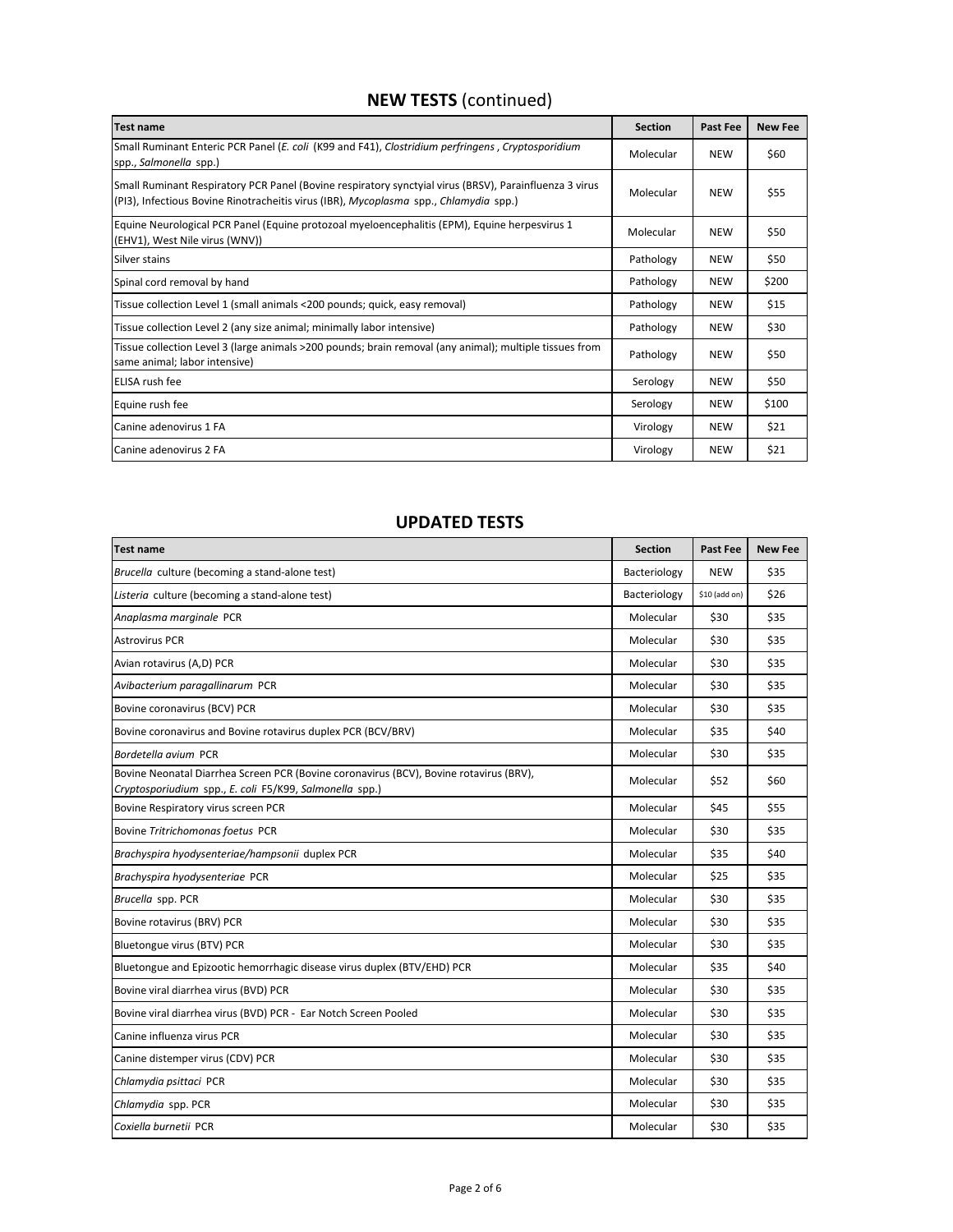## **NEW TESTS** (continued)

| Test name | Section | Past Fee | New Fee |
|---|---|---|---|
| Small Ruminant Enteric PCR Panel (*E. coli* (K99 and F41), *Clostridium perfringens*, *Cryptosporidium* spp., *Salmonella* spp.) | Molecular | NEW | $60 |
| Small Ruminant Respiratory PCR Panel (Bovine respiratory synctyial virus (BRSV), Parainfluenza 3 virus (PI3), Infectious Bovine Rinotracheitis virus (IBR), *Mycoplasma* spp., *Chlamydia* spp.) | Molecular | NEW | $55 |
| Equine Neurological PCR Panel (Equine protozoal myeloencephalitis (EPM), Equine herpesvirus 1 (EHV1), West Nile virus (WNV)) | Molecular | NEW | $50 |
| Silver stains | Pathology | NEW | $50 |
| Spinal cord removal by hand | Pathology | NEW | $200 |
| Tissue collection Level 1 (small animals <200 pounds; quick, easy removal) | Pathology | NEW | $15 |
| Tissue collection Level 2 (any size animal; minimally labor intensive) | Pathology | NEW | $30 |
| Tissue collection Level 3 (large animals >200 pounds; brain removal (any animal); multiple tissues from same animal; labor intensive) | Pathology | NEW | $50 |
| ELISA rush fee | Serology | NEW | $50 |
| Equine rush fee | Serology | NEW | $100 |
| Canine adenovirus 1 FA | Virology | NEW | $21 |
| Canine adenovirus 2 FA | Virology | NEW | $21 |

## **UPDATED TESTS**

| Test name | Section | Past Fee | New Fee |
|---|---|---|---|
| *Brucella* culture (becoming a stand-alone test) | Bacteriology | NEW | $35 |
| *Listeria* culture (becoming a stand-alone test) | Bacteriology | $10 (add on) | $26 |
| *Anaplasma marginale* PCR | Molecular | $30 | $35 |
| Astrovirus PCR | Molecular | $30 | $35 |
| Avian rotavirus (A,D) PCR | Molecular | $30 | $35 |
| *Avibacterium paragallinarum* PCR | Molecular | $30 | $35 |
| Bovine coronavirus (BCV) PCR | Molecular | $30 | $35 |
| Bovine coronavirus and Bovine rotavirus duplex PCR (BCV/BRV) | Molecular | $35 | $40 |
| *Bordetella avium* PCR | Molecular | $30 | $35 |
| Bovine Neonatal Diarrhea Screen PCR (Bovine coronavirus (BCV), Bovine rotavirus (BRV), *Cryptosporiudium* spp., *E. coli* F5/K99, *Salmonella* spp.) | Molecular | $52 | $60 |
| Bovine Respiratory virus screen PCR | Molecular | $45 | $55 |
| Bovine *Tritrichomonas foetus* PCR | Molecular | $30 | $35 |
| *Brachyspira hyodysenteriae/hampsonii* duplex PCR | Molecular | $35 | $40 |
| *Brachyspira hyodysenteriae* PCR | Molecular | $25 | $35 |
| *Brucella* spp. PCR | Molecular | $30 | $35 |
| Bovine rotavirus (BRV) PCR | Molecular | $30 | $35 |
| Bluetongue virus (BTV) PCR | Molecular | $30 | $35 |
| Bluetongue and Epizootic hemorrhagic disease virus duplex (BTV/EHD) PCR | Molecular | $35 | $40 |
| Bovine viral diarrhea virus (BVD) PCR | Molecular | $30 | $35 |
| Bovine viral diarrhea virus (BVD) PCR - Ear Notch Screen Pooled | Molecular | $30 | $35 |
| Canine influenza virus PCR | Molecular | $30 | $35 |
| Canine distemper virus (CDV) PCR | Molecular | $30 | $35 |
| *Chlamydia psittaci* PCR | Molecular | $30 | $35 |
| *Chlamydia* spp. PCR | Molecular | $30 | $35 |
| *Coxiella burnetii* PCR | Molecular | $30 | $35 |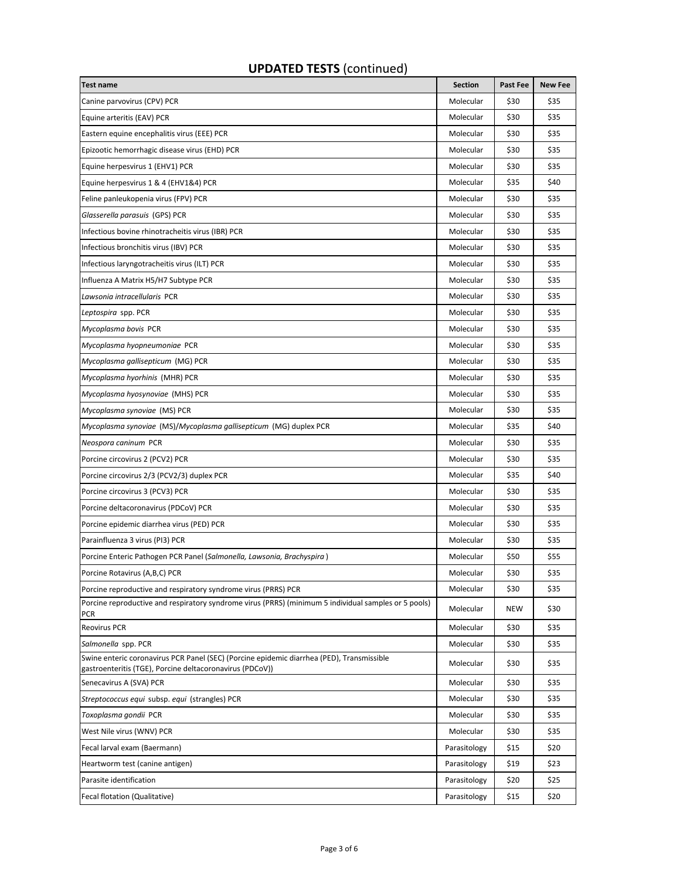## **UPDATED TESTS** (continued)

| Test name | Section | Past Fee | New Fee |
|---|---|---|---|
| Canine parvovirus (CPV) PCR | Molecular | $30 | $35 |
| Equine arteritis (EAV) PCR | Molecular | $30 | $35 |
| Eastern equine encephalitis virus (EEE) PCR | Molecular | $30 | $35 |
| Epizootic hemorrhagic disease virus (EHD) PCR | Molecular | $30 | $35 |
| Equine herpesvirus 1 (EHV1) PCR | Molecular | $30 | $35 |
| Equine herpesvirus 1 & 4 (EHV1&4) PCR | Molecular | $35 | $40 |
| Feline panleukopenia virus (FPV) PCR | Molecular | $30 | $35 |
| *Glasserella parasuis* (GPS) PCR | Molecular | $30 | $35 |
| Infectious bovine rhinotracheitis virus (IBR) PCR | Molecular | $30 | $35 |
| Infectious bronchitis virus (IBV) PCR | Molecular | $30 | $35 |
| Infectious laryngotracheitis virus (ILT) PCR | Molecular | $30 | $35 |
| Influenza A Matrix H5/H7 Subtype PCR | Molecular | $30 | $35 |
| *Lawsonia intracellularis* PCR | Molecular | $30 | $35 |
| *Leptospira* spp. PCR | Molecular | $30 | $35 |
| *Mycoplasma bovis* PCR | Molecular | $30 | $35 |
| *Mycoplasma hyopneumoniae* PCR | Molecular | $30 | $35 |
| *Mycoplasma gallisepticum* (MG) PCR | Molecular | $30 | $35 |
| *Mycoplasma hyorhinis* (MHR) PCR | Molecular | $30 | $35 |
| *Mycoplasma hyosynoviae* (MHS) PCR | Molecular | $30 | $35 |
| *Mycoplasma synoviae* (MS) PCR | Molecular | $30 | $35 |
| *Mycoplasma synoviae* (MS)/*Mycoplasma gallisepticum* (MG) duplex PCR | Molecular | $35 | $40 |
| *Neospora caninum* PCR | Molecular | $30 | $35 |
| Porcine circovirus 2 (PCV2) PCR | Molecular | $30 | $35 |
| Porcine circovirus 2/3 (PCV2/3) duplex PCR | Molecular | $35 | $40 |
| Porcine circovirus 3 (PCV3) PCR | Molecular | $30 | $35 |
| Porcine deltacoronavirus (PDCoV) PCR | Molecular | $30 | $35 |
| Porcine epidemic diarrhea virus (PED) PCR | Molecular | $30 | $35 |
| Parainfluenza 3 virus (PI3) PCR | Molecular | $30 | $35 |
| Porcine Enteric Pathogen PCR Panel (*Salmonella, Lawsonia, Brachyspira*) | Molecular | $50 | $55 |
| Porcine Rotavirus (A,B,C) PCR | Molecular | $30 | $35 |
| Porcine reproductive and respiratory syndrome virus (PRRS) PCR | Molecular | $30 | $35 |
| Porcine reproductive and respiratory syndrome virus (PRRS) (minimum 5 individual samples or 5 pools) PCR | Molecular | NEW | $30 |
| Reovirus PCR | Molecular | $30 | $35 |
| *Salmonella* spp. PCR | Molecular | $30 | $35 |
| Swine enteric coronavirus PCR Panel (SEC) (Porcine epidemic diarrhea (PED), Transmissible gastroenteritis (TGE), Porcine deltacoronavirus (PDCoV)) | Molecular | $30 | $35 |
| Senecavirus A (SVA) PCR | Molecular | $30 | $35 |
| *Streptococcus equi* subsp. *equi* (strangles) PCR | Molecular | $30 | $35 |
| *Toxoplasma gondii* PCR | Molecular | $30 | $35 |
| West Nile virus (WNV) PCR | Molecular | $30 | $35 |
| Fecal larval exam (Baermann) | Parasitology | $15 | $20 |
| Heartworm test (canine antigen) | Parasitology | $19 | $23 |
| Parasite identification | Parasitology | $20 | $25 |
| Fecal flotation (Qualitative) | Parasitology | $15 | $20 |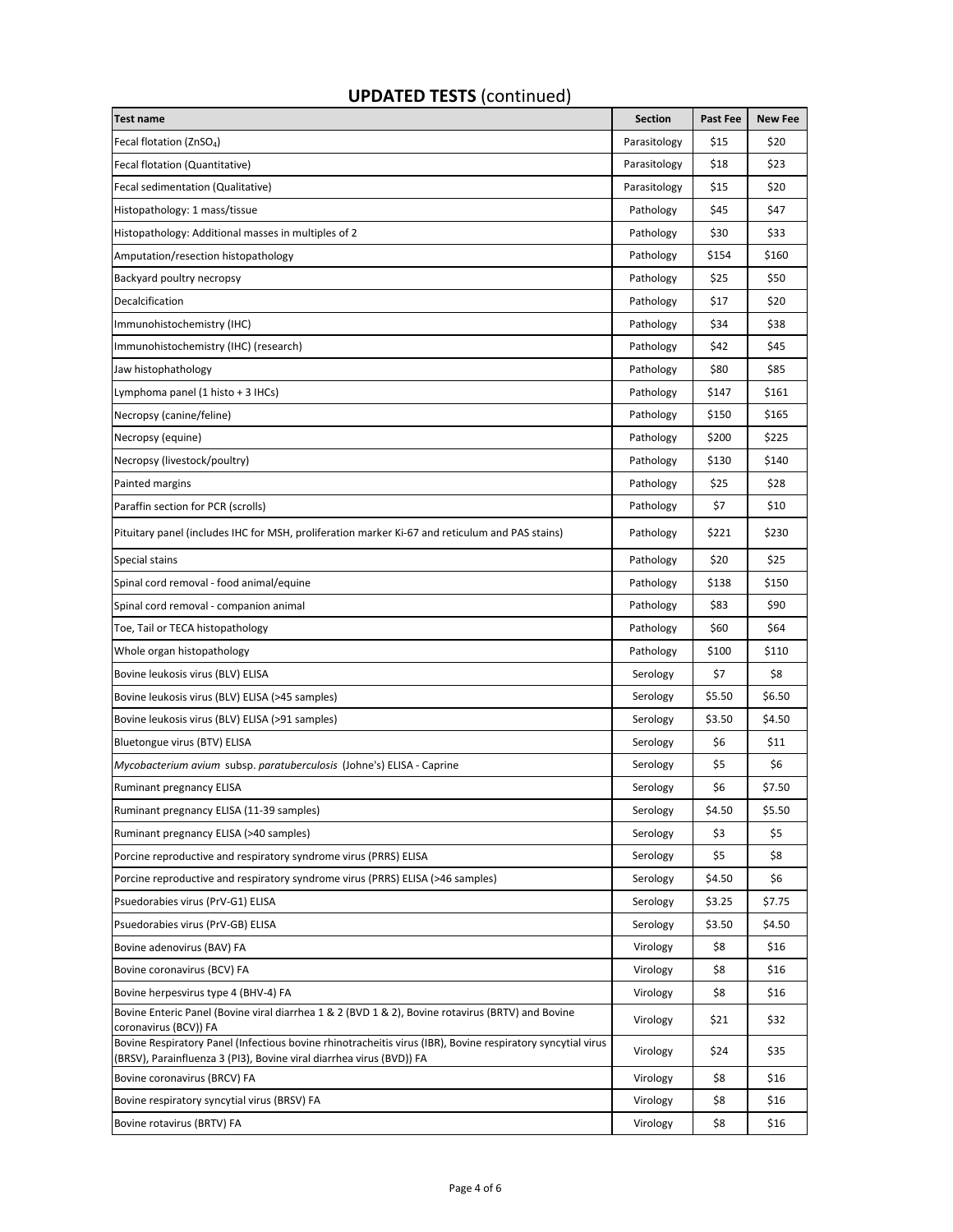## **UPDATED TESTS** (continued)

| Test name | Section | Past Fee | New Fee |
|---|---|---|---|
| Fecal flotation ($ZnSO_4$) | Parasitology | $15 | $20 |
| Fecal flotation (Quantitative) | Parasitology | $18 | $23 |
| Fecal sedimentation (Qualitative) | Parasitology | $15 | $20 |
| Histopathology: 1 mass/tissue | Pathology | $45 | $47 |
| Histopathology: Additional masses in multiples of 2 | Pathology | $30 | $33 |
| Amputation/resection histopathology | Pathology | $154 | $160 |
| Backyard poultry necropsy | Pathology | $25 | $50 |
| Decalcification | Pathology | $17 | $20 |
| Immunohistochemistry (IHC) | Pathology | $34 | $38 |
| Immunohistochemistry (IHC) (research) | Pathology | $42 | $45 |
| Jaw histophathology | Pathology | $80 | $85 |
| Lymphoma panel (1 histo + 3 IHCs) | Pathology | $147 | $161 |
| Necropsy (canine/feline) | Pathology | $150 | $165 |
| Necropsy (equine) | Pathology | $200 | $225 |
| Necropsy (livestock/poultry) | Pathology | $130 | $140 |
| Painted margins | Pathology | $25 | $28 |
| Paraffin section for PCR (scrolls) | Pathology | $7 | $10 |
| Pituitary panel (includes IHC for MSH, proliferation marker Ki-67 and reticulum and PAS stains) | Pathology | $221 | $230 |
| Special stains | Pathology | $20 | $25 |
| Spinal cord removal - food animal/equine | Pathology | $138 | $150 |
| Spinal cord removal - companion animal | Pathology | $83 | $90 |
| Toe, Tail or TECA histopathology | Pathology | $60 | $64 |
| Whole organ histopathology | Pathology | $100 | $110 |
| Bovine leukosis virus (BLV) ELISA | Serology | $7 | $8 |
| Bovine leukosis virus (BLV) ELISA (>45 samples) | Serology | $5.50 | $6.50 |
| Bovine leukosis virus (BLV) ELISA (>91 samples) | Serology | $3.50 | $4.50 |
| Bluetongue virus (BTV) ELISA | Serology | $6 | $11 |
| *Mycobacterium avium* subsp. *paratuberculosis* (Johne's) ELISA - Caprine | Serology | $5 | $6 |
| Ruminant pregnancy ELISA | Serology | $6 | $7.50 |
| Ruminant pregnancy ELISA (11-39 samples) | Serology | $4.50 | $5.50 |
| Ruminant pregnancy ELISA (>40 samples) | Serology | $3 | $5 |
| Porcine reproductive and respiratory syndrome virus (PRRS) ELISA | Serology | $5 | $8 |
| Porcine reproductive and respiratory syndrome virus (PRRS) ELISA (>46 samples) | Serology | $4.50 | $6 |
| Psuedorabies virus (PrV-G1) ELISA | Serology | $3.25 | $7.75 |
| Psuedorabies virus (PrV-GB) ELISA | Serology | $3.50 | $4.50 |
| Bovine adenovirus (BAV) FA | Virology | $8 | $16 |
| Bovine coronavirus (BCV) FA | Virology | $8 | $16 |
| Bovine herpesvirus type 4 (BHV-4) FA | Virology | $8 | $16 |
| Bovine Enteric Panel (Bovine viral diarrhea 1 & 2 (BVD 1 & 2), Bovine rotavirus (BRTV) and Bovine coronavirus (BCV)) FA | Virology | $21 | $32 |
| Bovine Respiratory Panel (Infectious bovine rhinotracheitis virus (IBR), Bovine respiratory syncytial virus (BRSV), Parainfluenza 3 (PI3), Bovine viral diarrhea virus (BVD)) FA | Virology | $24 | $35 |
| Bovine coronavirus (BRCV) FA | Virology | $8 | $16 |
| Bovine respiratory syncytial virus (BRSV) FA | Virology | $8 | $16 |
| Bovine rotavirus (BRTV) FA | Virology | $8 | $16 |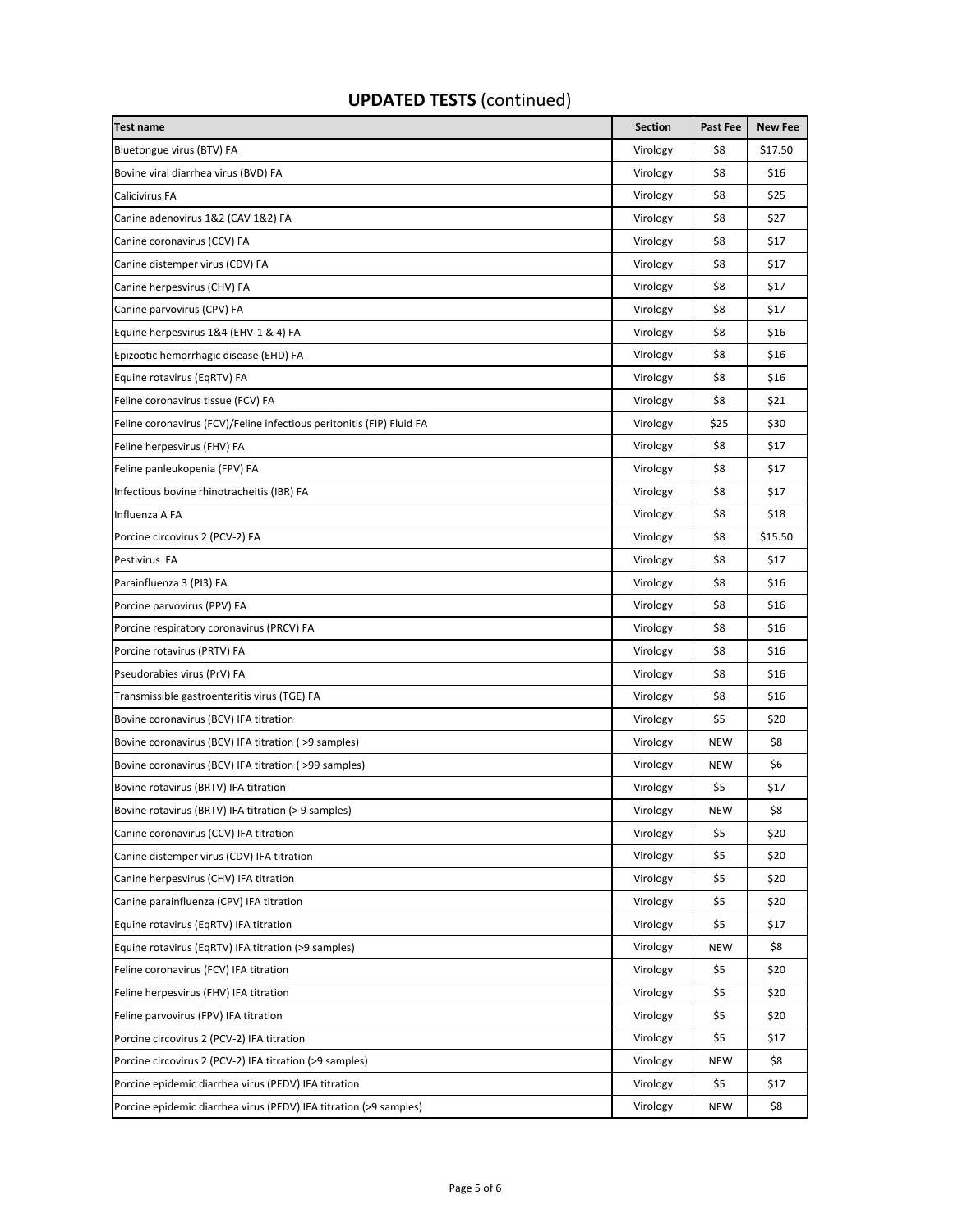## **UPDATED TESTS** (continued)

| Test name | Section | Past Fee | New Fee |
|---|---|---|---|
| Bluetongue virus (BTV) FA | Virology | $8 | $17.50 |
| Bovine viral diarrhea virus (BVD) FA | Virology | $8 | $16 |
| Calicivirus FA | Virology | $8 | $25 |
| Canine adenovirus 1&2 (CAV 1&2) FA | Virology | $8 | $27 |
| Canine coronavirus (CCV) FA | Virology | $8 | $17 |
| Canine distemper virus (CDV) FA | Virology | $8 | $17 |
| Canine herpesvirus (CHV) FA | Virology | $8 | $17 |
| Canine parvovirus (CPV) FA | Virology | $8 | $17 |
| Equine herpesvirus 1&4 (EHV-1 & 4) FA | Virology | $8 | $16 |
| Epizootic hemorrhagic disease (EHD) FA | Virology | $8 | $16 |
| Equine rotavirus (EqRTV) FA | Virology | $8 | $16 |
| Feline coronavirus tissue (FCV) FA | Virology | $8 | $21 |
| Feline coronavirus (FCV)/Feline infectious peritonitis (FIP) Fluid FA | Virology | $25 | $30 |
| Feline herpesvirus (FHV) FA | Virology | $8 | $17 |
| Feline panleukopenia (FPV) FA | Virology | $8 | $17 |
| Infectious bovine rhinotracheitis (IBR) FA | Virology | $8 | $17 |
| Influenza A FA | Virology | $8 | $18 |
| Porcine circovirus 2 (PCV-2) FA | Virology | $8 | $15.50 |
| Pestivirus FA | Virology | $8 | $17 |
| Parainfluenza 3 (PI3) FA | Virology | $8 | $16 |
| Porcine parvovirus (PPV) FA | Virology | $8 | $16 |
| Porcine respiratory coronavirus (PRCV) FA | Virology | $8 | $16 |
| Porcine rotavirus (PRTV) FA | Virology | $8 | $16 |
| Pseudorabies virus (PrV) FA | Virology | $8 | $16 |
| Transmissible gastroenteritis virus (TGE) FA | Virology | $8 | $16 |
| Bovine coronavirus (BCV) IFA titration | Virology | $5 | $20 |
| Bovine coronavirus (BCV) IFA titration ( >9 samples) | Virology | NEW | $8 |
| Bovine coronavirus (BCV) IFA titration ( >99 samples) | Virology | NEW | $6 |
| Bovine rotavirus (BRTV) IFA titration | Virology | $5 | $17 |
| Bovine rotavirus (BRTV) IFA titration (> 9 samples) | Virology | NEW | $8 |
| Canine coronavirus (CCV) IFA titration | Virology | $5 | $20 |
| Canine distemper virus (CDV) IFA titration | Virology | $5 | $20 |
| Canine herpesvirus (CHV) IFA titration | Virology | $5 | $20 |
| Canine parainfluenza (CPV) IFA titration | Virology | $5 | $20 |
| Equine rotavirus (EqRTV) IFA titration | Virology | $5 | $17 |
| Equine rotavirus (EqRTV) IFA titration (>9 samples) | Virology | NEW | $8 |
| Feline coronavirus (FCV) IFA titration | Virology | $5 | $20 |
| Feline herpesvirus (FHV) IFA titration | Virology | $5 | $20 |
| Feline parvovirus (FPV) IFA titration | Virology | $5 | $20 |
| Porcine circovirus 2 (PCV-2) IFA titration | Virology | $5 | $17 |
| Porcine circovirus 2 (PCV-2) IFA titration (>9 samples) | Virology | NEW | $8 |
| Porcine epidemic diarrhea virus (PEDV) IFA titration | Virology | $5 | $17 |
| Porcine epidemic diarrhea virus (PEDV) IFA titration (>9 samples) | Virology | NEW | $8 |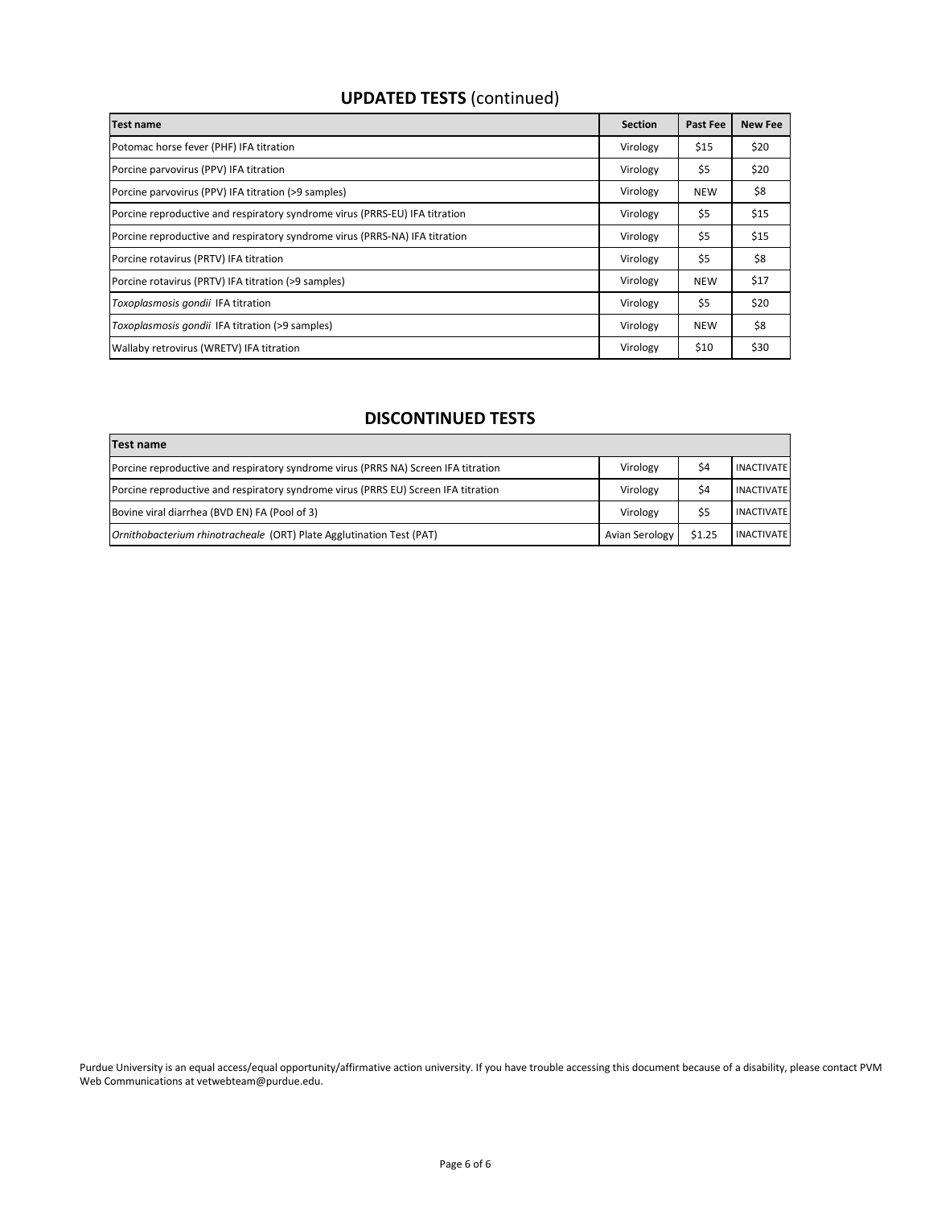## **UPDATED TESTS** (continued)

| Test name | Section | Past Fee | New Fee |
|---|---|---|---|
| Potomac horse fever (PHF) IFA titration | Virology | $15 | $20 |
| Porcine parvovirus (PPV) IFA titration | Virology | $5 | $20 |
| Porcine parvovirus (PPV) IFA titration (>9 samples) | Virology | NEW | $8 |
| Porcine reproductive and respiratory syndrome virus (PRRS-EU) IFA titration | Virology | $5 | $15 |
| Porcine reproductive and respiratory syndrome virus (PRRS-NA) IFA titration | Virology | $5 | $15 |
| Porcine rotavirus (PRTV) IFA titration | Virology | $5 | $8 |
| Porcine rotavirus (PRTV) IFA titration (>9 samples) | Virology | NEW | $17 |
| *Toxoplasmosis gondii* IFA titration | Virology | $5 | $20 |
| *Toxoplasmosis gondii* IFA titration (>9 samples) | Virology | NEW | $8 |
| Wallaby retrovirus (WRETV) IFA titration | Virology | $10 | $30 |

## **DISCONTINUED TESTS**

| Test name | | | |
|---|---|---|---|
| Porcine reproductive and respiratory syndrome virus (PRRS NA) Screen IFA titration | Virology | $4 | INACTIVATE |
| Porcine reproductive and respiratory syndrome virus (PRRS EU) Screen IFA titration | Virology | $4 | INACTIVATE |
| Bovine viral diarrhea (BVD EN) FA (Pool of 3) | Virology | $5 | INACTIVATE |
| *Ornithobacterium rhinotracheale* (ORT) Plate Agglutination Test (PAT) | Avian Serology | $1.25 | INACTIVATE |

Purdue University is an equal access/equal opportunity/affirmative action university. If you have trouble accessing this document because of a disability, please contact PVM Web Communications at vetwebteam@purdue.edu.